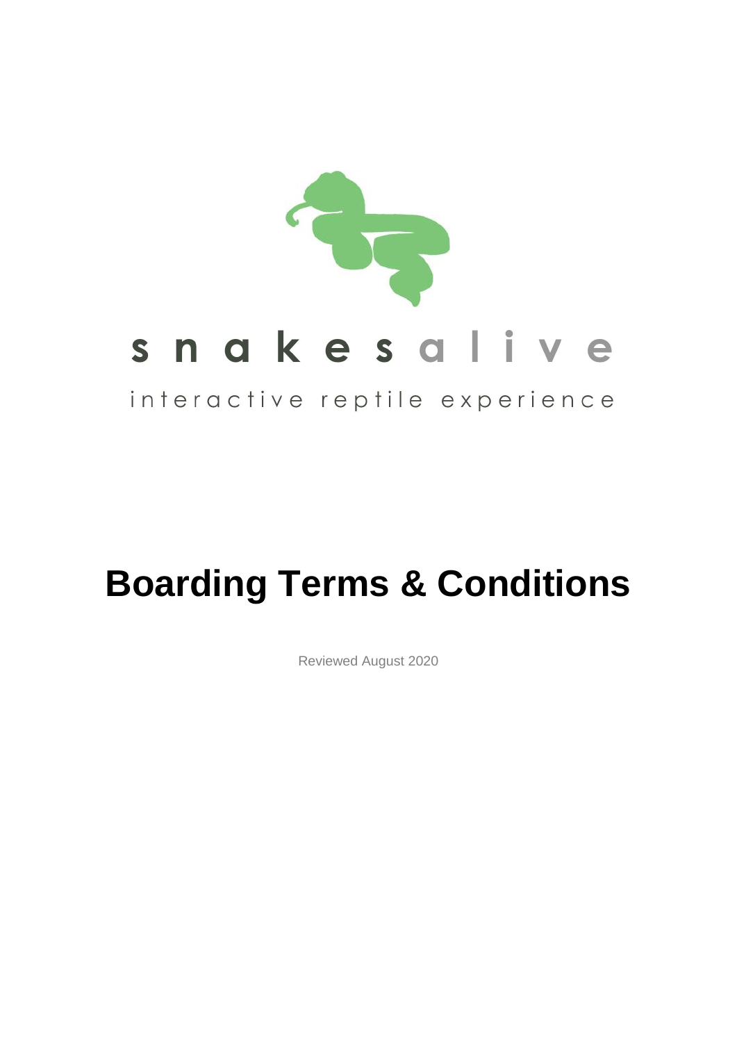snakes alive

interactive reptile experience

# Boarding Terms & Conditions

Reviewed August 2020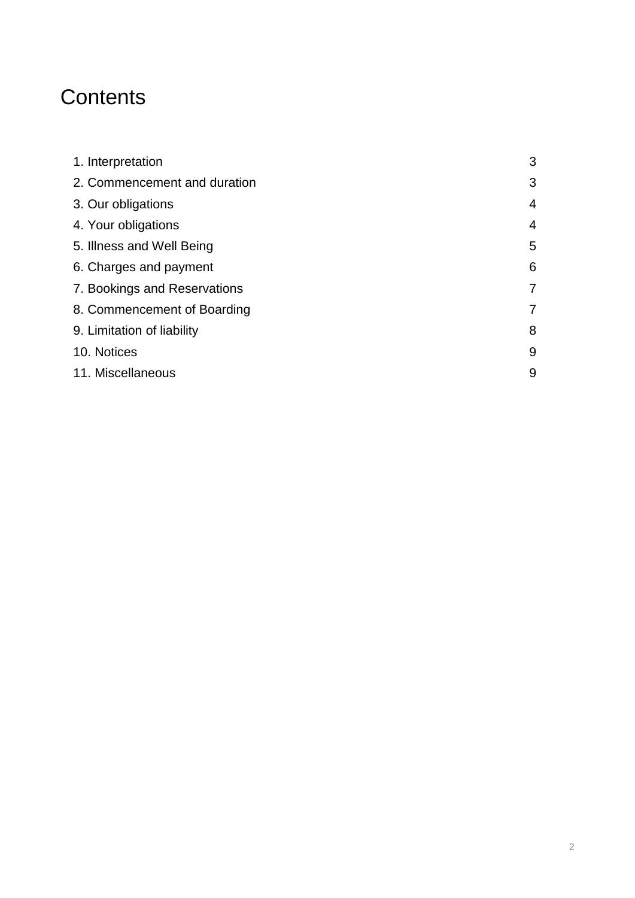# Contents

| | |
|---|---|
| 1. Interpretation | 3 |
| 2. Commencement and duration | 3 |
| 3. Our obligations | 4 |
| 4. Your obligations | 4 |
| 5. Illness and Well Being | 5 |
| 6. Charges and payment | 6 |
| 7. Bookings and Reservations | 7 |
| 8. Commencement of Boarding | 7 |
| 9. Limitation of liability | 8 |
| 10. Notices | 9 |
| 11. Miscellaneous | 9 |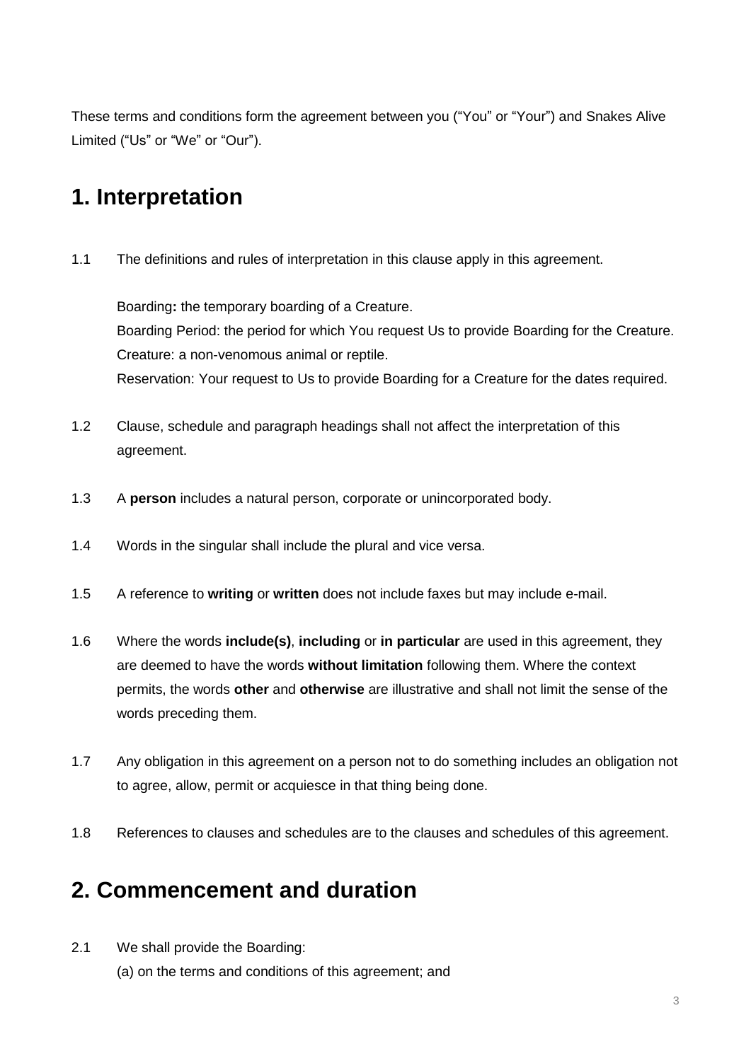These terms and conditions form the agreement between you ("You" or "Your") and Snakes Alive Limited ("Us" or "We" or "Our").

## 1. Interpretation

1.1 The definitions and rules of interpretation in this clause apply in this agreement.

Boarding**:** the temporary boarding of a Creature.
Boarding Period: the period for which You request Us to provide Boarding for the Creature.
Creature: a non-venomous animal or reptile.
Reservation: Your request to Us to provide Boarding for a Creature for the dates required.

1.2 Clause, schedule and paragraph headings shall not affect the interpretation of this agreement.

1.3 A **person** includes a natural person, corporate or unincorporated body.

1.4 Words in the singular shall include the plural and vice versa.

1.5 A reference to **writing** or **written** does not include faxes but may include e-mail.

1.6 Where the words **include(s)**, **including** or **in particular** are used in this agreement, they are deemed to have the words **without limitation** following them. Where the context permits, the words **other** and **otherwise** are illustrative and shall not limit the sense of the words preceding them.

1.7 Any obligation in this agreement on a person not to do something includes an obligation not to agree, allow, permit or acquiesce in that thing being done.

1.8 References to clauses and schedules are to the clauses and schedules of this agreement.

## 2. Commencement and duration

2.1 We shall provide the Boarding:
(a) on the terms and conditions of this agreement; and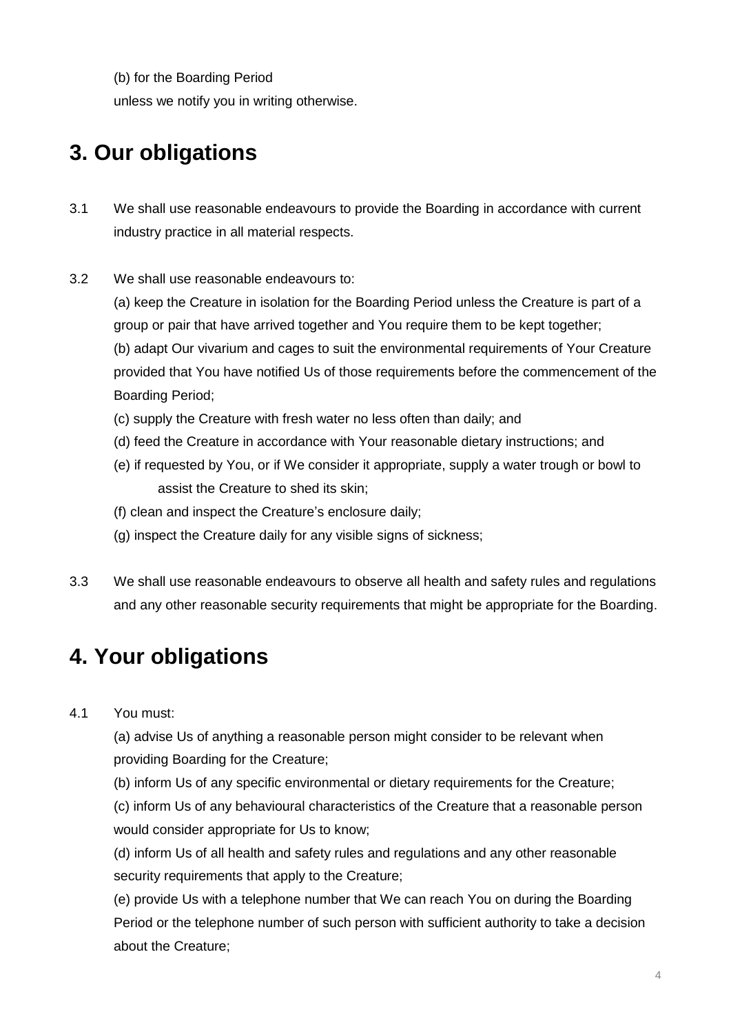(b) for the Boarding Period

unless we notify you in writing otherwise.

## 3. Our obligations

3.1 We shall use reasonable endeavours to provide the Boarding in accordance with current industry practice in all material respects.

3.2 We shall use reasonable endeavours to:

(a) keep the Creature in isolation for the Boarding Period unless the Creature is part of a group or pair that have arrived together and You require them to be kept together;

(b) adapt Our vivarium and cages to suit the environmental requirements of Your Creature provided that You have notified Us of those requirements before the commencement of the Boarding Period;

(c) supply the Creature with fresh water no less often than daily; and

(d) feed the Creature in accordance with Your reasonable dietary instructions; and

(e) if requested by You, or if We consider it appropriate, supply a water trough or bowl to assist the Creature to shed its skin;

(f) clean and inspect the Creature's enclosure daily;

(g) inspect the Creature daily for any visible signs of sickness;

3.3 We shall use reasonable endeavours to observe all health and safety rules and regulations and any other reasonable security requirements that might be appropriate for the Boarding.

## 4. Your obligations

4.1 You must:

(a) advise Us of anything a reasonable person might consider to be relevant when providing Boarding for the Creature;

(b) inform Us of any specific environmental or dietary requirements for the Creature;

(c) inform Us of any behavioural characteristics of the Creature that a reasonable person would consider appropriate for Us to know;

(d) inform Us of all health and safety rules and regulations and any other reasonable security requirements that apply to the Creature;

(e) provide Us with a telephone number that We can reach You on during the Boarding Period or the telephone number of such person with sufficient authority to take a decision about the Creature;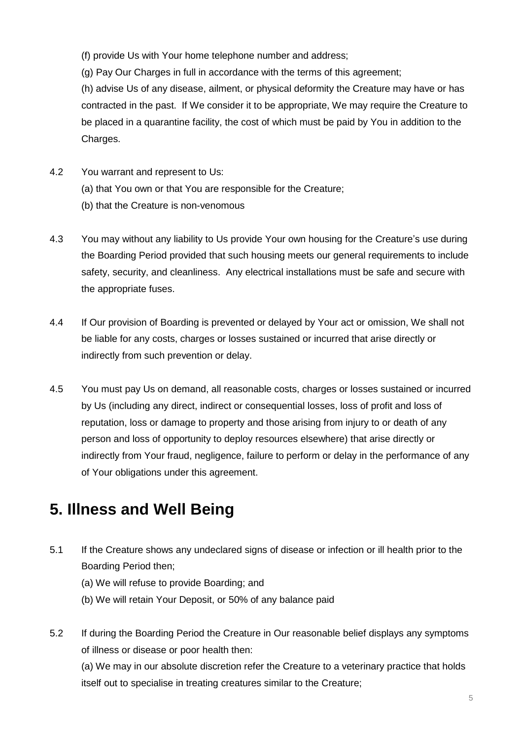(f) provide Us with Your home telephone number and address;

(g) Pay Our Charges in full in accordance with the terms of this agreement;

(h) advise Us of any disease, ailment, or physical deformity the Creature may have or has contracted in the past. If We consider it to be appropriate, We may require the Creature to be placed in a quarantine facility, the cost of which must be paid by You in addition to the Charges.

4.2 You warrant and represent to Us:

(a) that You own or that You are responsible for the Creature;

(b) that the Creature is non-venomous

4.3 You may without any liability to Us provide Your own housing for the Creature's use during the Boarding Period provided that such housing meets our general requirements to include safety, security, and cleanliness. Any electrical installations must be safe and secure with the appropriate fuses.

4.4 If Our provision of Boarding is prevented or delayed by Your act or omission, We shall not be liable for any costs, charges or losses sustained or incurred that arise directly or indirectly from such prevention or delay.

4.5 You must pay Us on demand, all reasonable costs, charges or losses sustained or incurred by Us (including any direct, indirect or consequential losses, loss of profit and loss of reputation, loss or damage to property and those arising from injury to or death of any person and loss of opportunity to deploy resources elsewhere) that arise directly or indirectly from Your fraud, negligence, failure to perform or delay in the performance of any of Your obligations under this agreement.

## 5. Illness and Well Being

5.1 If the Creature shows any undeclared signs of disease or infection or ill health prior to the Boarding Period then;

(a) We will refuse to provide Boarding; and

(b) We will retain Your Deposit, or 50% of any balance paid

5.2 If during the Boarding Period the Creature in Our reasonable belief displays any symptoms of illness or disease or poor health then:

(a) We may in our absolute discretion refer the Creature to a veterinary practice that holds itself out to specialise in treating creatures similar to the Creature;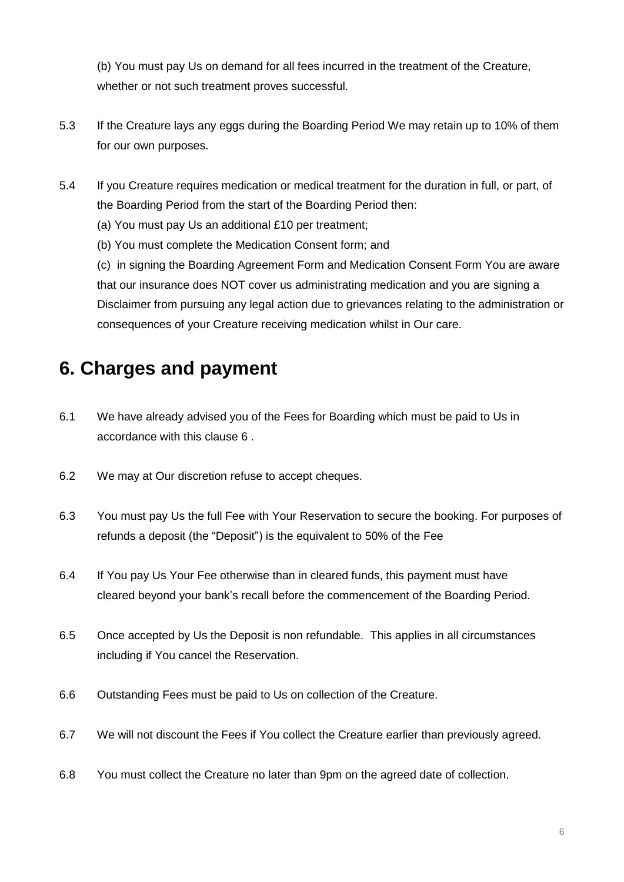(b) You must pay Us on demand for all fees incurred in the treatment of the Creature, whether or not such treatment proves successful.

5.3 If the Creature lays any eggs during the Boarding Period We may retain up to 10% of them for our own purposes.

5.4 If you Creature requires medication or medical treatment for the duration in full, or part, of the Boarding Period from the start of the Boarding Period then:

(a) You must pay Us an additional £10 per treatment;

(b) You must complete the Medication Consent form; and

(c) in signing the Boarding Agreement Form and Medication Consent Form You are aware that our insurance does NOT cover us administrating medication and you are signing a Disclaimer from pursuing any legal action due to grievances relating to the administration or consequences of your Creature receiving medication whilst in Our care.

## 6. Charges and payment

6.1 We have already advised you of the Fees for Boarding which must be paid to Us in accordance with this clause 6 .

6.2 We may at Our discretion refuse to accept cheques.

6.3 You must pay Us the full Fee with Your Reservation to secure the booking. For purposes of refunds a deposit (the "Deposit") is the equivalent to 50% of the Fee

6.4 If You pay Us Your Fee otherwise than in cleared funds, this payment must have cleared beyond your bank's recall before the commencement of the Boarding Period.

6.5 Once accepted by Us the Deposit is non refundable. This applies in all circumstances including if You cancel the Reservation.

6.6 Outstanding Fees must be paid to Us on collection of the Creature.

6.7 We will not discount the Fees if You collect the Creature earlier than previously agreed.

6.8 You must collect the Creature no later than 9pm on the agreed date of collection.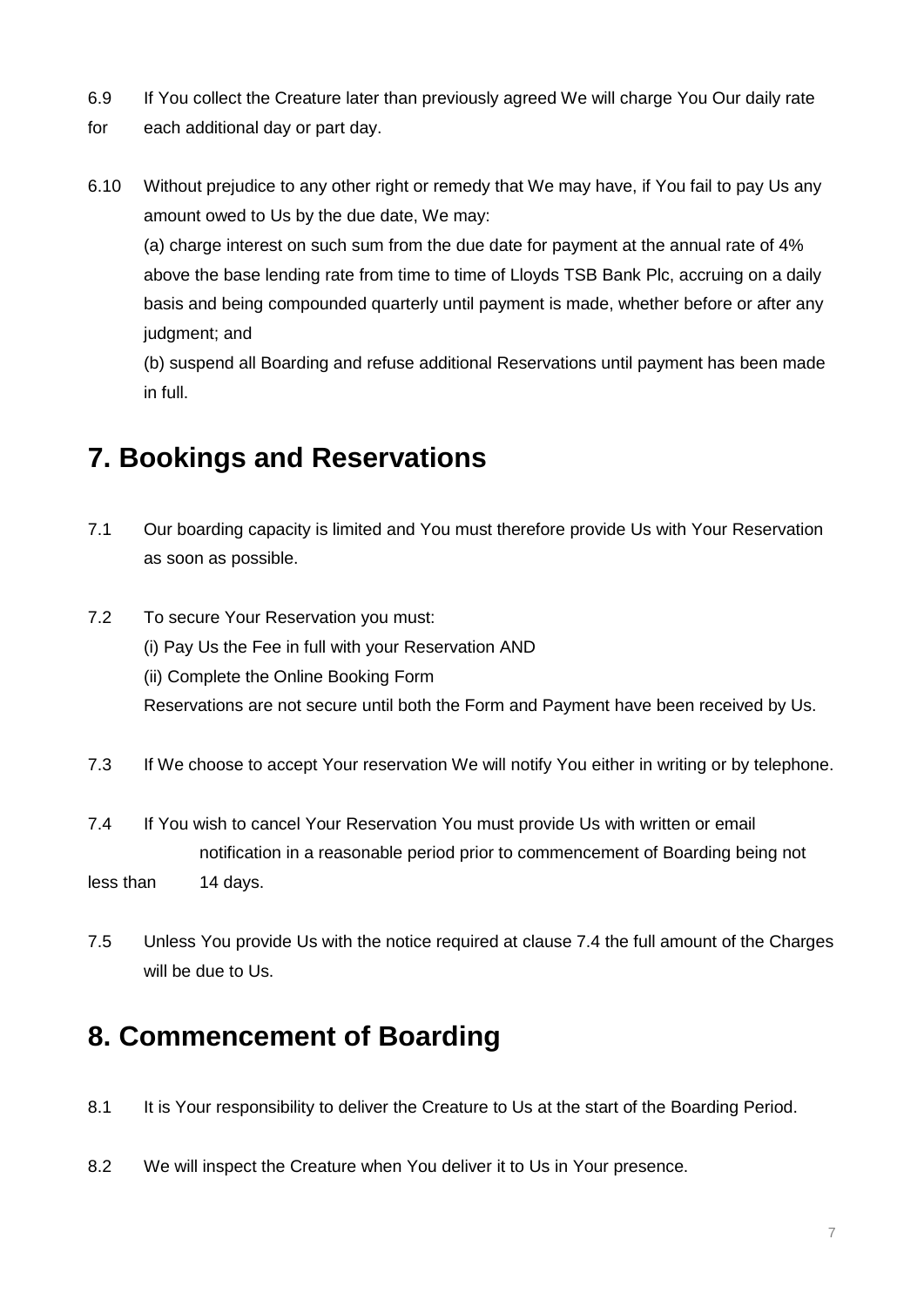6.9 If You collect the Creature later than previously agreed We will charge You Our daily rate for each additional day or part day.

6.10 Without prejudice to any other right or remedy that We may have, if You fail to pay Us any amount owed to Us by the due date, We may:

(a) charge interest on such sum from the due date for payment at the annual rate of 4% above the base lending rate from time to time of Lloyds TSB Bank Plc, accruing on a daily basis and being compounded quarterly until payment is made, whether before or after any judgment; and

(b) suspend all Boarding and refuse additional Reservations until payment has been made in full.

## 7. Bookings and Reservations

7.1 Our boarding capacity is limited and You must therefore provide Us with Your Reservation as soon as possible.

7.2 To secure Your Reservation you must:

(i) Pay Us the Fee in full with your Reservation AND

(ii) Complete the Online Booking Form

Reservations are not secure until both the Form and Payment have been received by Us.

7.3 If We choose to accept Your reservation We will notify You either in writing or by telephone.

7.4 If You wish to cancel Your Reservation You must provide Us with written or email notification in a reasonable period prior to commencement of Boarding being not less than 14 days.

7.5 Unless You provide Us with the notice required at clause 7.4 the full amount of the Charges will be due to Us.

## 8. Commencement of Boarding

8.1 It is Your responsibility to deliver the Creature to Us at the start of the Boarding Period.

8.2 We will inspect the Creature when You deliver it to Us in Your presence.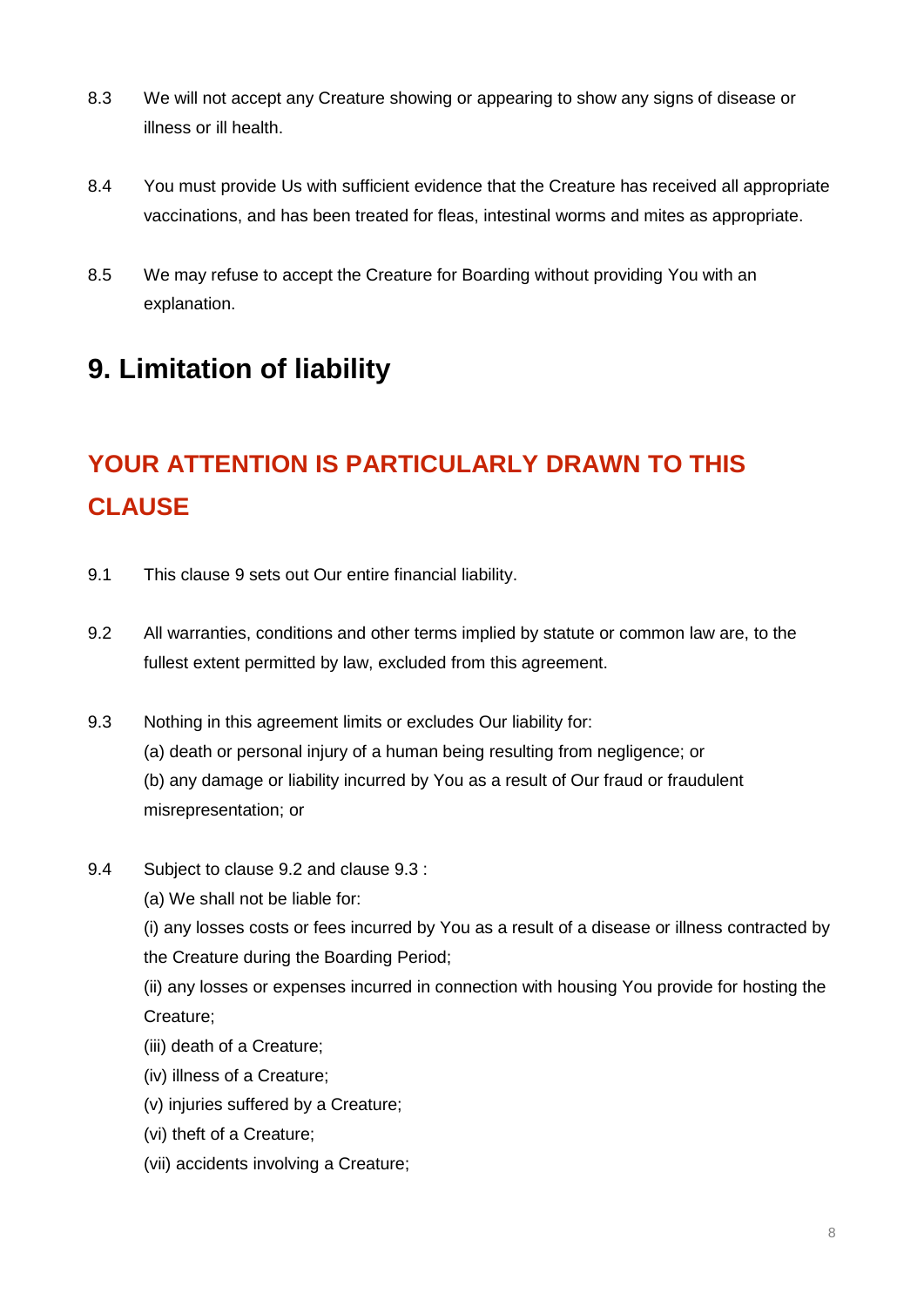8.3 We will not accept any Creature showing or appearing to show any signs of disease or illness or ill health.

8.4 You must provide Us with sufficient evidence that the Creature has received all appropriate vaccinations, and has been treated for fleas, intestinal worms and mites as appropriate.

8.5 We may refuse to accept the Creature for Boarding without providing You with an explanation.

## 9. Limitation of liability

## YOUR ATTENTION IS PARTICULARLY DRAWN TO THIS CLAUSE

9.1 This clause 9 sets out Our entire financial liability.

9.2 All warranties, conditions and other terms implied by statute or common law are, to the fullest extent permitted by law, excluded from this agreement.

9.3 Nothing in this agreement limits or excludes Our liability for:
(a) death or personal injury of a human being resulting from negligence; or
(b) any damage or liability incurred by You as a result of Our fraud or fraudulent misrepresentation; or

9.4 Subject to clause 9.2 and clause 9.3 :
(a) We shall not be liable for:
(i) any losses costs or fees incurred by You as a result of a disease or illness contracted by the Creature during the Boarding Period;
(ii) any losses or expenses incurred in connection with housing You provide for hosting the Creature;
(iii) death of a Creature;
(iv) illness of a Creature;
(v) injuries suffered by a Creature;
(vi) theft of a Creature;
(vii) accidents involving a Creature;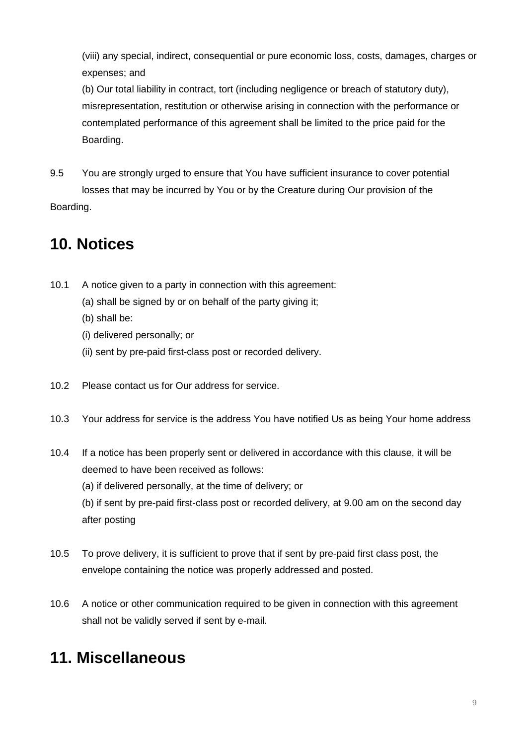(viii) any special, indirect, consequential or pure economic loss, costs, damages, charges or expenses; and

(b) Our total liability in contract, tort (including negligence or breach of statutory duty), misrepresentation, restitution or otherwise arising in connection with the performance or contemplated performance of this agreement shall be limited to the price paid for the Boarding.

9.5 You are strongly urged to ensure that You have sufficient insurance to cover potential losses that may be incurred by You or by the Creature during Our provision of the Boarding.

## 10. Notices

10.1 A notice given to a party in connection with this agreement:

(a) shall be signed by or on behalf of the party giving it;

(b) shall be:

(i) delivered personally; or

(ii) sent by pre-paid first-class post or recorded delivery.

10.2 Please contact us for Our address for service.

10.3 Your address for service is the address You have notified Us as being Your home address

10.4 If a notice has been properly sent or delivered in accordance with this clause, it will be deemed to have been received as follows:

(a) if delivered personally, at the time of delivery; or

(b) if sent by pre-paid first-class post or recorded delivery, at 9.00 am on the second day after posting

10.5 To prove delivery, it is sufficient to prove that if sent by pre-paid first class post, the envelope containing the notice was properly addressed and posted.

10.6 A notice or other communication required to be given in connection with this agreement shall not be validly served if sent by e-mail.

## 11. Miscellaneous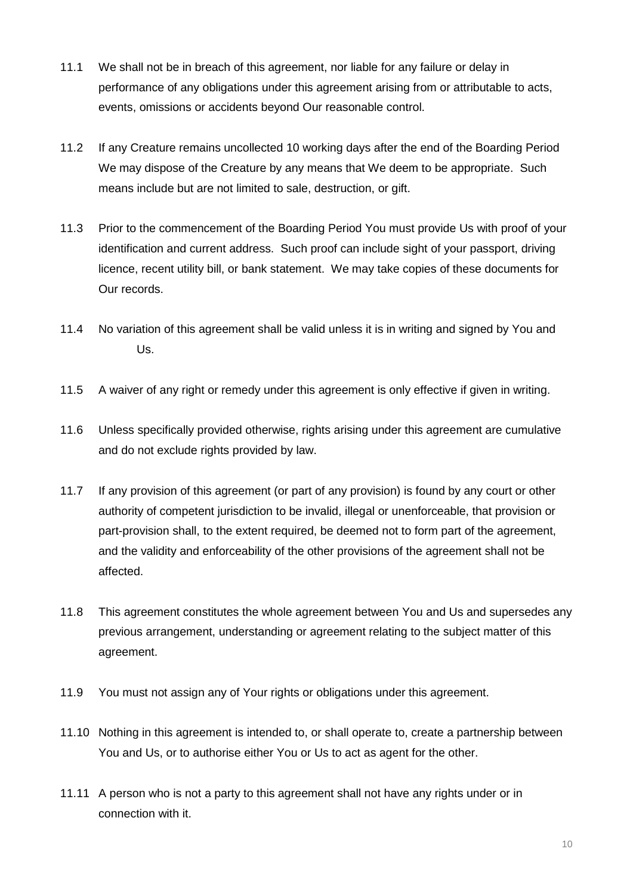11.1 We shall not be in breach of this agreement, nor liable for any failure or delay in performance of any obligations under this agreement arising from or attributable to acts, events, omissions or accidents beyond Our reasonable control.

11.2 If any Creature remains uncollected 10 working days after the end of the Boarding Period We may dispose of the Creature by any means that We deem to be appropriate. Such means include but are not limited to sale, destruction, or gift.

11.3 Prior to the commencement of the Boarding Period You must provide Us with proof of your identification and current address. Such proof can include sight of your passport, driving licence, recent utility bill, or bank statement. We may take copies of these documents for Our records.

11.4 No variation of this agreement shall be valid unless it is in writing and signed by You and Us.

11.5 A waiver of any right or remedy under this agreement is only effective if given in writing.

11.6 Unless specifically provided otherwise, rights arising under this agreement are cumulative and do not exclude rights provided by law.

11.7 If any provision of this agreement (or part of any provision) is found by any court or other authority of competent jurisdiction to be invalid, illegal or unenforceable, that provision or part-provision shall, to the extent required, be deemed not to form part of the agreement, and the validity and enforceability of the other provisions of the agreement shall not be affected.

11.8 This agreement constitutes the whole agreement between You and Us and supersedes any previous arrangement, understanding or agreement relating to the subject matter of this agreement.

11.9 You must not assign any of Your rights or obligations under this agreement.

11.10 Nothing in this agreement is intended to, or shall operate to, create a partnership between You and Us, or to authorise either You or Us to act as agent for the other.

11.11 A person who is not a party to this agreement shall not have any rights under or in connection with it.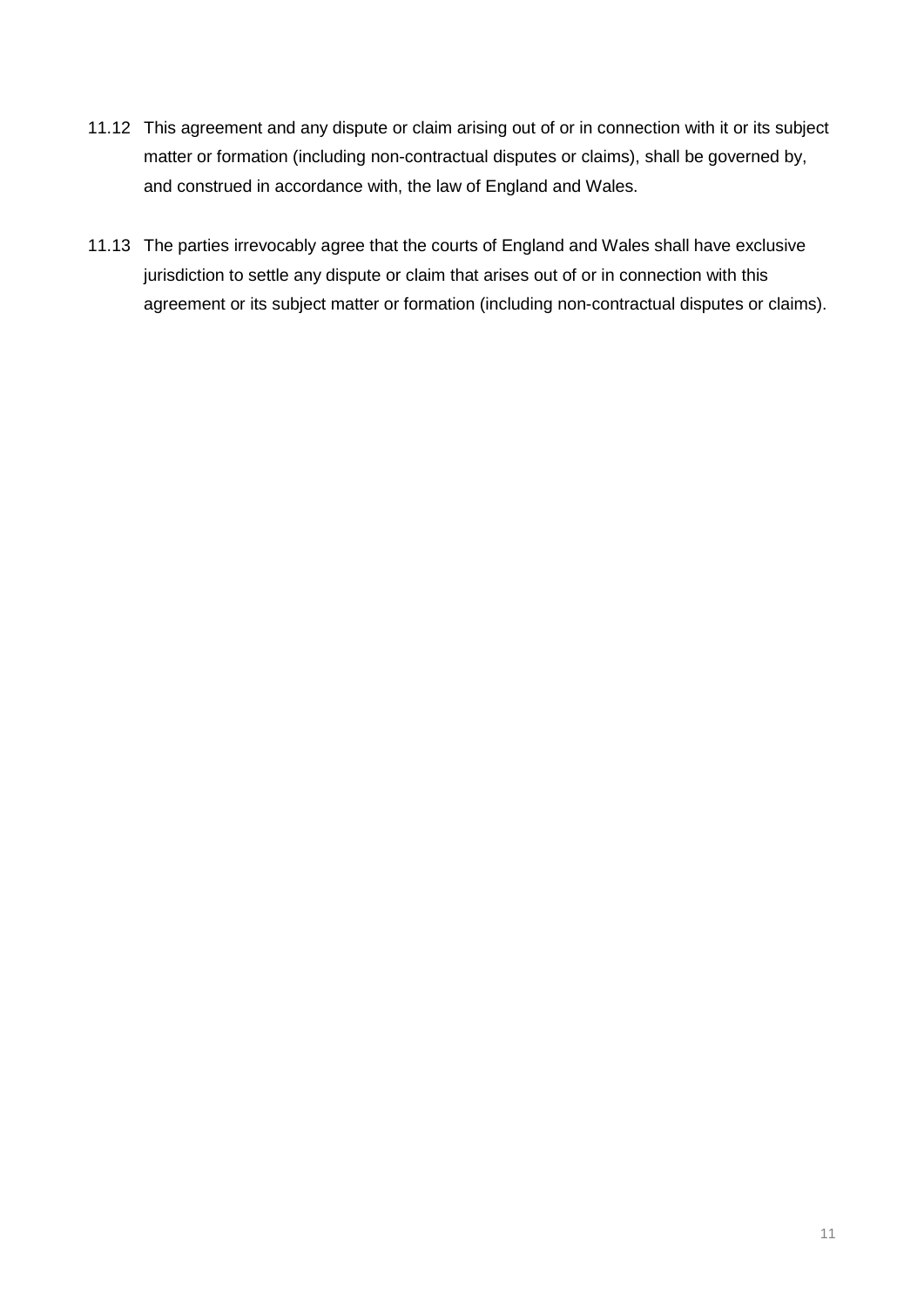11.12 This agreement and any dispute or claim arising out of or in connection with it or its subject matter or formation (including non-contractual disputes or claims), shall be governed by, and construed in accordance with, the law of England and Wales.

11.13 The parties irrevocably agree that the courts of England and Wales shall have exclusive jurisdiction to settle any dispute or claim that arises out of or in connection with this agreement or its subject matter or formation (including non-contractual disputes or claims).